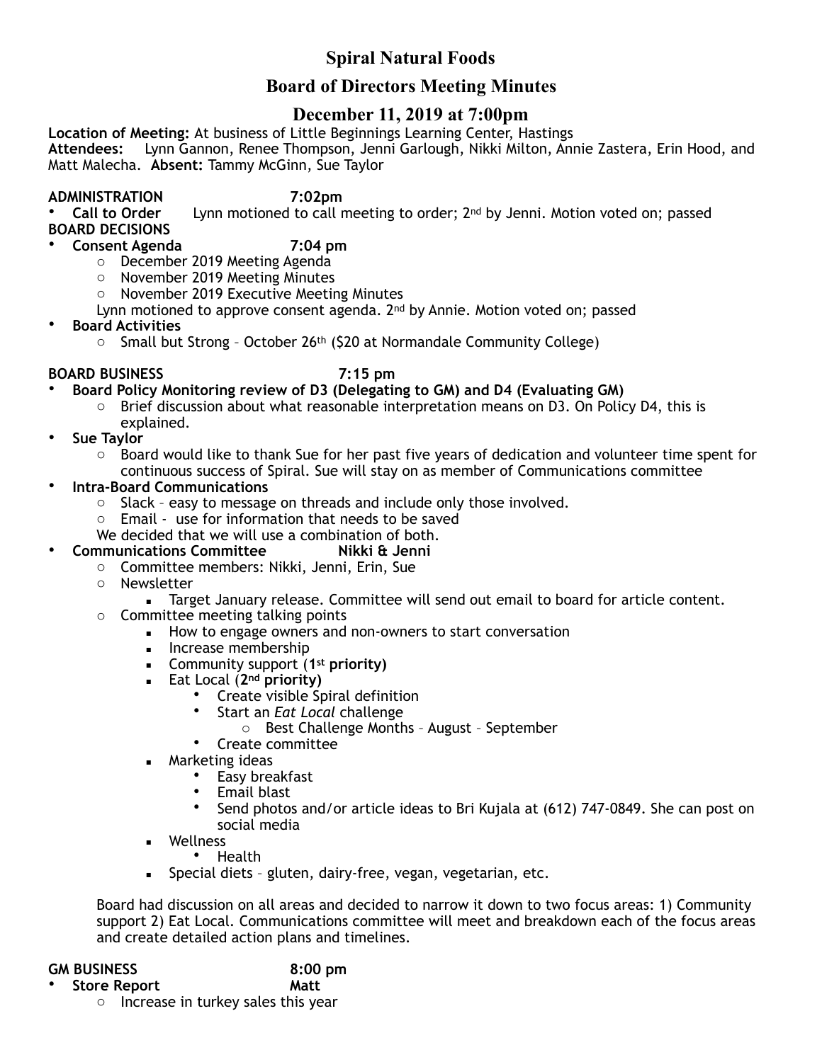# Spiral Natural Foods

## Board of Directors Meeting Minutes

## December 11, 2019 at 7:00pm

**Location of Meeting:** At business of Little Beginnings Learning Center, Hastings
**Attendees:** Lynn Gannon, Renee Thompson, Jenni Garlough, Nikki Milton, Annie Zastera, Erin Hood, and Matt Malecha. **Absent:** Tammy McGinn, Sue Taylor

**ADMINISTRATION 7:02pm**

- **Call to Order** Lynn motioned to call meeting to order; 2nd by Jenni. Motion voted on; passed

**BOARD DECISIONS**

- **Consent Agenda 7:04 pm**
  - December 2019 Meeting Agenda
  - November 2019 Meeting Minutes
  - November 2019 Executive Meeting Minutes

  Lynn motioned to approve consent agenda. 2nd by Annie. Motion voted on; passed
- **Board Activities**
  - Small but Strong – October 26th ($20 at Normandale Community College)

**BOARD BUSINESS 7:15 pm**

- **Board Policy Monitoring review of D3 (Delegating to GM) and D4 (Evaluating GM)**
  - Brief discussion about what reasonable interpretation means on D3. On Policy D4, this is explained.
- **Sue Taylor**
  - Board would like to thank Sue for her past five years of dedication and volunteer time spent for continuous success of Spiral. Sue will stay on as member of Communications committee
- **Intra-Board Communications**
  - Slack – easy to message on threads and include only those involved.
  - Email - use for information that needs to be saved

  We decided that we will use a combination of both.
- **Communications Committee Nikki & Jenni**
  - Committee members: Nikki, Jenni, Erin, Sue
  - Newsletter
    - Target January release. Committee will send out email to board for article content.
  - Committee meeting talking points
    - How to engage owners and non-owners to start conversation
    - Increase membership
    - Community support (**1st priority)**
    - Eat Local (**2nd priority)**
      - Create visible Spiral definition
      - Start an *Eat Local* challenge
        - Best Challenge Months – August – September
      - Create committee
    - Marketing ideas
      - Easy breakfast
      - Email blast
      - Send photos and/or article ideas to Bri Kujala at (612) 747-0849. She can post on social media
    - Wellness
      - Health
    - Special diets – gluten, dairy-free, vegan, vegetarian, etc.

  Board had discussion on all areas and decided to narrow it down to two focus areas: 1) Community support 2) Eat Local. Communications committee will meet and breakdown each of the focus areas and create detailed action plans and timelines.

**GM BUSINESS 8:00 pm**

- **Store Report Matt**
  - Increase in turkey sales this year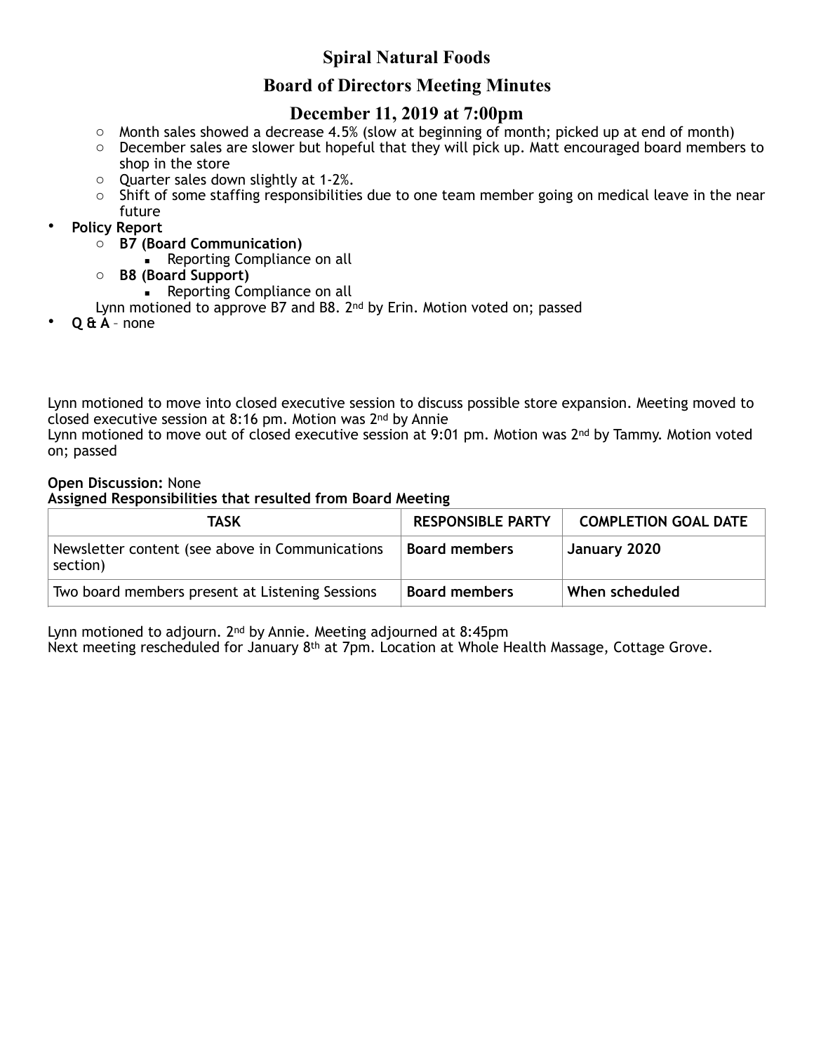# Spiral Natural Foods

## Board of Directors Meeting Minutes

## December 11, 2019 at 7:00pm

- Month sales showed a decrease 4.5% (slow at beginning of month; picked up at end of month)
- December sales are slower but hopeful that they will pick up. Matt encouraged board members to shop in the store
- Quarter sales down slightly at 1-2%.
- Shift of some staffing responsibilities due to one team member going on medical leave in the near future

- **Policy Report**
  - **B7 (Board Communication)**
    - Reporting Compliance on all
  - **B8 (Board Support)**
    - Reporting Compliance on all

  Lynn motioned to approve B7 and B8. 2nd by Erin. Motion voted on; passed
- **Q & A** – none

Lynn motioned to move into closed executive session to discuss possible store expansion. Meeting moved to closed executive session at 8:16 pm. Motion was 2nd by Annie
Lynn motioned to move out of closed executive session at 9:01 pm. Motion was 2nd by Tammy. Motion voted on; passed

**Open Discussion:** None
**Assigned Responsibilities that resulted from Board Meeting**

| TASK | RESPONSIBLE PARTY | COMPLETION GOAL DATE |
|---|---|---|
| Newsletter content (see above in Communications section) | **Board members** | **January 2020** |
| Two board members present at Listening Sessions | **Board members** | **When scheduled** |

Lynn motioned to adjourn. 2nd by Annie. Meeting adjourned at 8:45pm
Next meeting rescheduled for January 8th at 7pm. Location at Whole Health Massage, Cottage Grove.